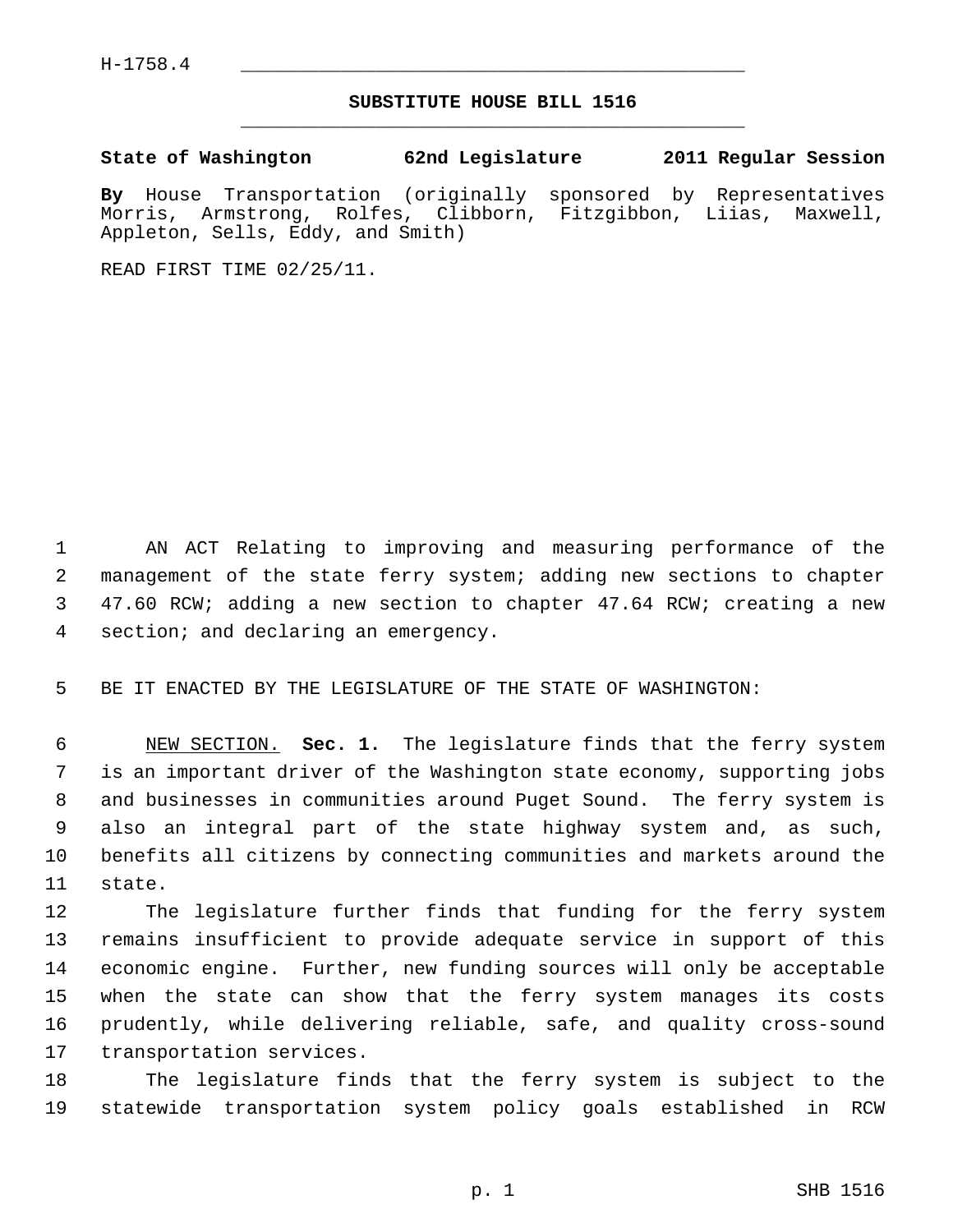H-1758.4

# SUBSTITUTE HOUSE BILL 1516

**State of Washington 62nd Legislature 2011 Regular Session**

**By** House Transportation (originally sponsored by Representatives Morris, Armstrong, Rolfes, Clibborn, Fitzgibbon, Liias, Maxwell, Appleton, Sells, Eddy, and Smith)

READ FIRST TIME 02/25/11.

AN ACT Relating to improving and measuring performance of the management of the state ferry system; adding new sections to chapter 47.60 RCW; adding a new section to chapter 47.64 RCW; creating a new section; and declaring an emergency.

BE IT ENACTED BY THE LEGISLATURE OF THE STATE OF WASHINGTON:

NEW SECTION. **Sec. 1.** The legislature finds that the ferry system is an important driver of the Washington state economy, supporting jobs and businesses in communities around Puget Sound. The ferry system is also an integral part of the state highway system and, as such, benefits all citizens by connecting communities and markets around the state.

The legislature further finds that funding for the ferry system remains insufficient to provide adequate service in support of this economic engine. Further, new funding sources will only be acceptable when the state can show that the ferry system manages its costs prudently, while delivering reliable, safe, and quality cross-sound transportation services.

The legislature finds that the ferry system is subject to the statewide transportation system policy goals established in RCW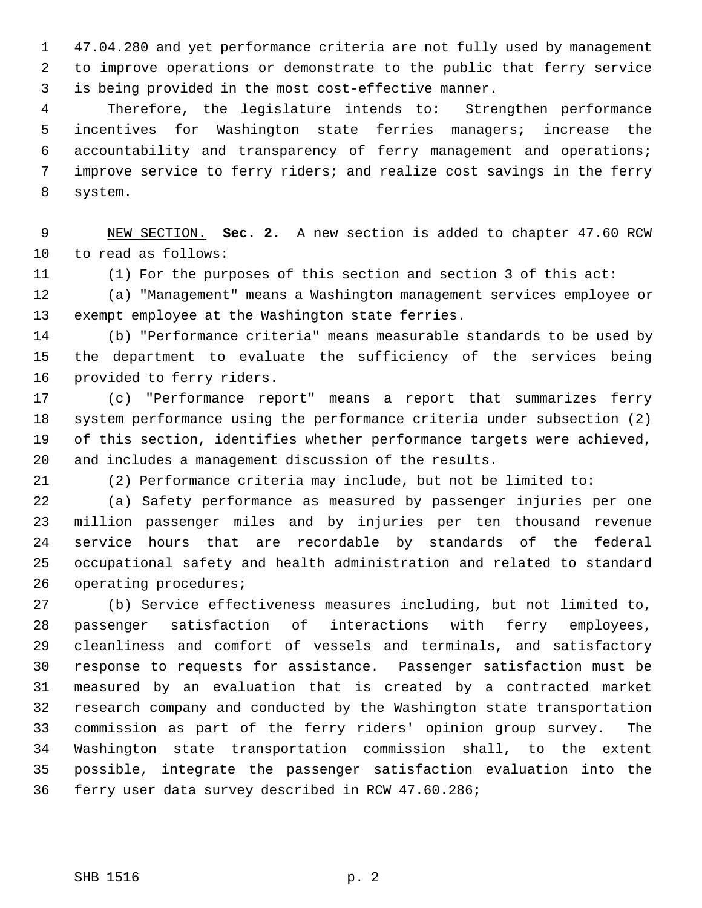47.04.280 and yet performance criteria are not fully used by management to improve operations or demonstrate to the public that ferry service is being provided in the most cost-effective manner.

Therefore, the legislature intends to: Strengthen performance incentives for Washington state ferries managers; increase the accountability and transparency of ferry management and operations; improve service to ferry riders; and realize cost savings in the ferry system.

NEW SECTION. **Sec. 2.** A new section is added to chapter 47.60 RCW to read as follows:

(1) For the purposes of this section and section 3 of this act:

(a) "Management" means a Washington management services employee or exempt employee at the Washington state ferries.

(b) "Performance criteria" means measurable standards to be used by the department to evaluate the sufficiency of the services being provided to ferry riders.

(c) "Performance report" means a report that summarizes ferry system performance using the performance criteria under subsection (2) of this section, identifies whether performance targets were achieved, and includes a management discussion of the results.

(2) Performance criteria may include, but not be limited to:

(a) Safety performance as measured by passenger injuries per one million passenger miles and by injuries per ten thousand revenue service hours that are recordable by standards of the federal occupational safety and health administration and related to standard operating procedures;

(b) Service effectiveness measures including, but not limited to, passenger satisfaction of interactions with ferry employees, cleanliness and comfort of vessels and terminals, and satisfactory response to requests for assistance. Passenger satisfaction must be measured by an evaluation that is created by a contracted market research company and conducted by the Washington state transportation commission as part of the ferry riders' opinion group survey. The Washington state transportation commission shall, to the extent possible, integrate the passenger satisfaction evaluation into the ferry user data survey described in RCW 47.60.286;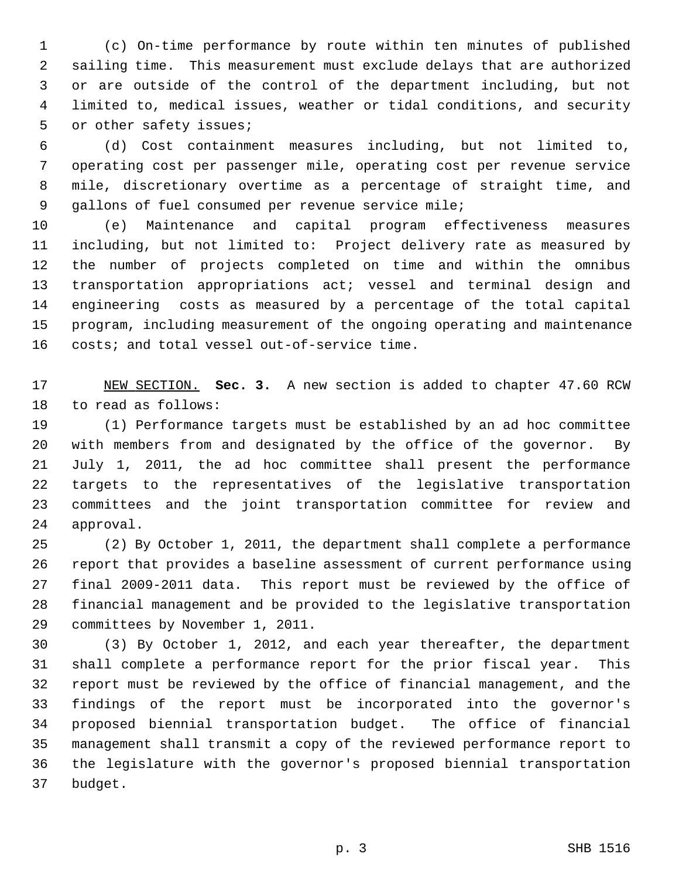(c) On-time performance by route within ten minutes of published sailing time. This measurement must exclude delays that are authorized or are outside of the control of the department including, but not limited to, medical issues, weather or tidal conditions, and security or other safety issues;

(d) Cost containment measures including, but not limited to, operating cost per passenger mile, operating cost per revenue service mile, discretionary overtime as a percentage of straight time, and gallons of fuel consumed per revenue service mile;

(e) Maintenance and capital program effectiveness measures including, but not limited to: Project delivery rate as measured by the number of projects completed on time and within the omnibus transportation appropriations act; vessel and terminal design and engineering costs as measured by a percentage of the total capital program, including measurement of the ongoing operating and maintenance costs; and total vessel out-of-service time.

NEW SECTION. **Sec. 3.** A new section is added to chapter 47.60 RCW to read as follows:

(1) Performance targets must be established by an ad hoc committee with members from and designated by the office of the governor. By July 1, 2011, the ad hoc committee shall present the performance targets to the representatives of the legislative transportation committees and the joint transportation committee for review and approval.

(2) By October 1, 2011, the department shall complete a performance report that provides a baseline assessment of current performance using final 2009-2011 data. This report must be reviewed by the office of financial management and be provided to the legislative transportation committees by November 1, 2011.

(3) By October 1, 2012, and each year thereafter, the department shall complete a performance report for the prior fiscal year. This report must be reviewed by the office of financial management, and the findings of the report must be incorporated into the governor's proposed biennial transportation budget. The office of financial management shall transmit a copy of the reviewed performance report to the legislature with the governor's proposed biennial transportation budget.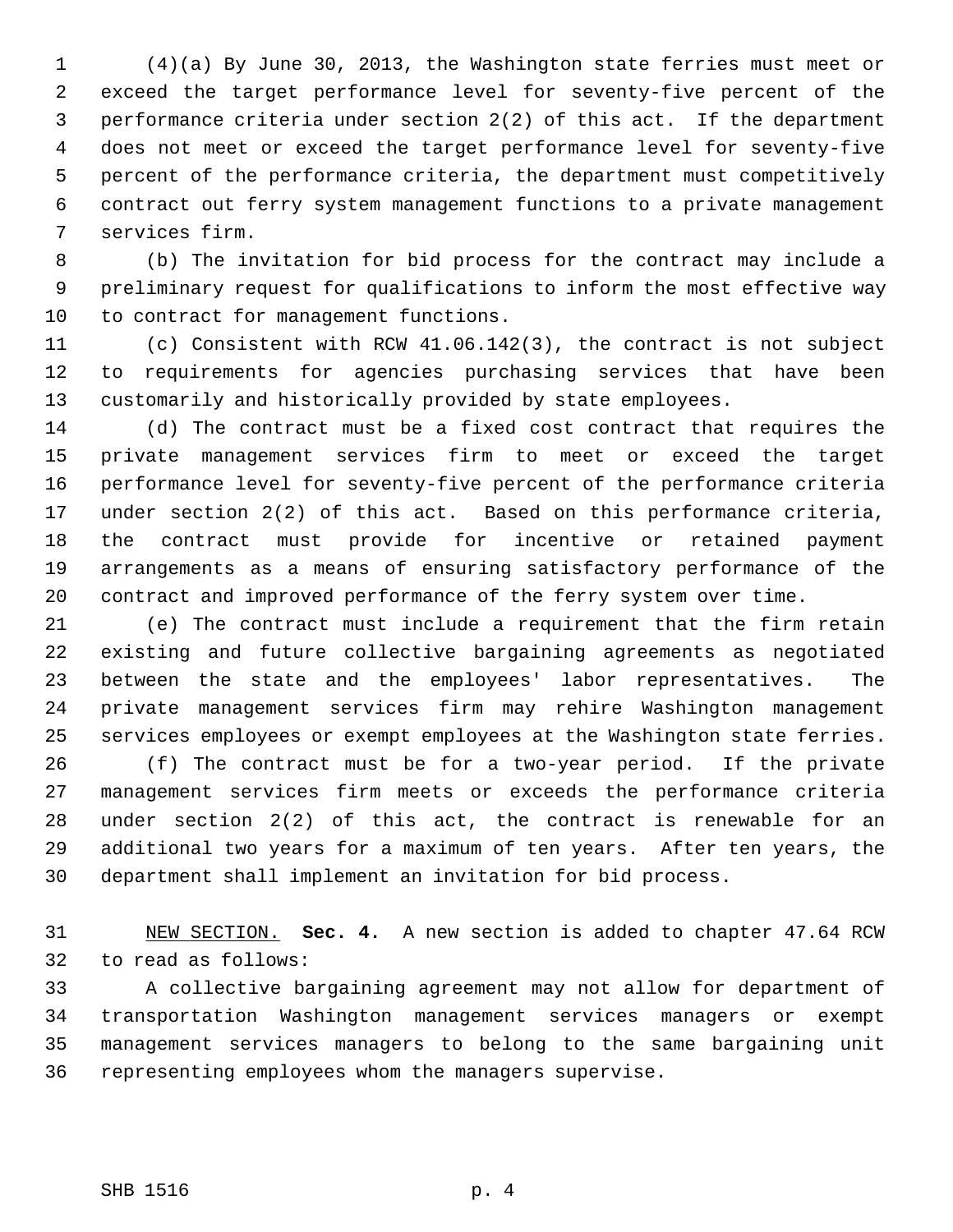(4)(a) By June 30, 2013, the Washington state ferries must meet or exceed the target performance level for seventy-five percent of the performance criteria under section 2(2) of this act. If the department does not meet or exceed the target performance level for seventy-five percent of the performance criteria, the department must competitively contract out ferry system management functions to a private management services firm.

(b) The invitation for bid process for the contract may include a preliminary request for qualifications to inform the most effective way to contract for management functions.

(c) Consistent with RCW 41.06.142(3), the contract is not subject to requirements for agencies purchasing services that have been customarily and historically provided by state employees.

(d) The contract must be a fixed cost contract that requires the private management services firm to meet or exceed the target performance level for seventy-five percent of the performance criteria under section 2(2) of this act. Based on this performance criteria, the contract must provide for incentive or retained payment arrangements as a means of ensuring satisfactory performance of the contract and improved performance of the ferry system over time.

(e) The contract must include a requirement that the firm retain existing and future collective bargaining agreements as negotiated between the state and the employees' labor representatives. The private management services firm may rehire Washington management services employees or exempt employees at the Washington state ferries.

(f) The contract must be for a two-year period. If the private management services firm meets or exceeds the performance criteria under section 2(2) of this act, the contract is renewable for an additional two years for a maximum of ten years. After ten years, the department shall implement an invitation for bid process.

NEW SECTION. **Sec. 4.** A new section is added to chapter 47.64 RCW to read as follows:

A collective bargaining agreement may not allow for department of transportation Washington management services managers or exempt management services managers to belong to the same bargaining unit representing employees whom the managers supervise.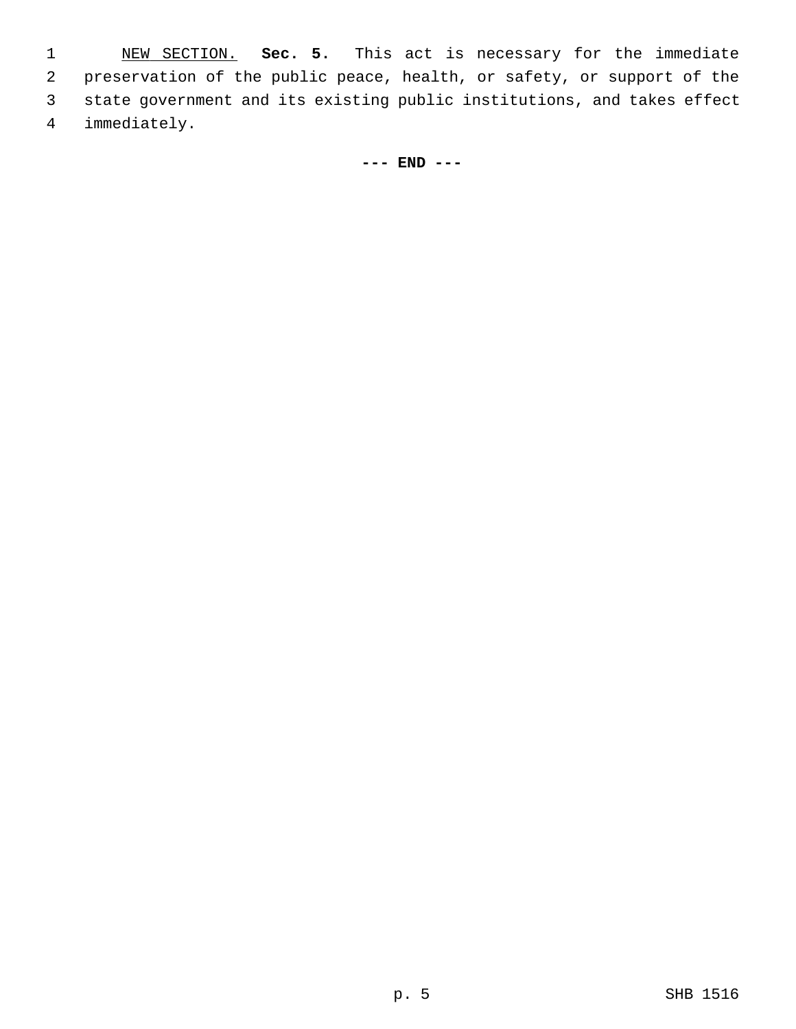NEW SECTION. **Sec. 5.** This act is necessary for the immediate preservation of the public peace, health, or safety, or support of the state government and its existing public institutions, and takes effect immediately.

**--- END ---**